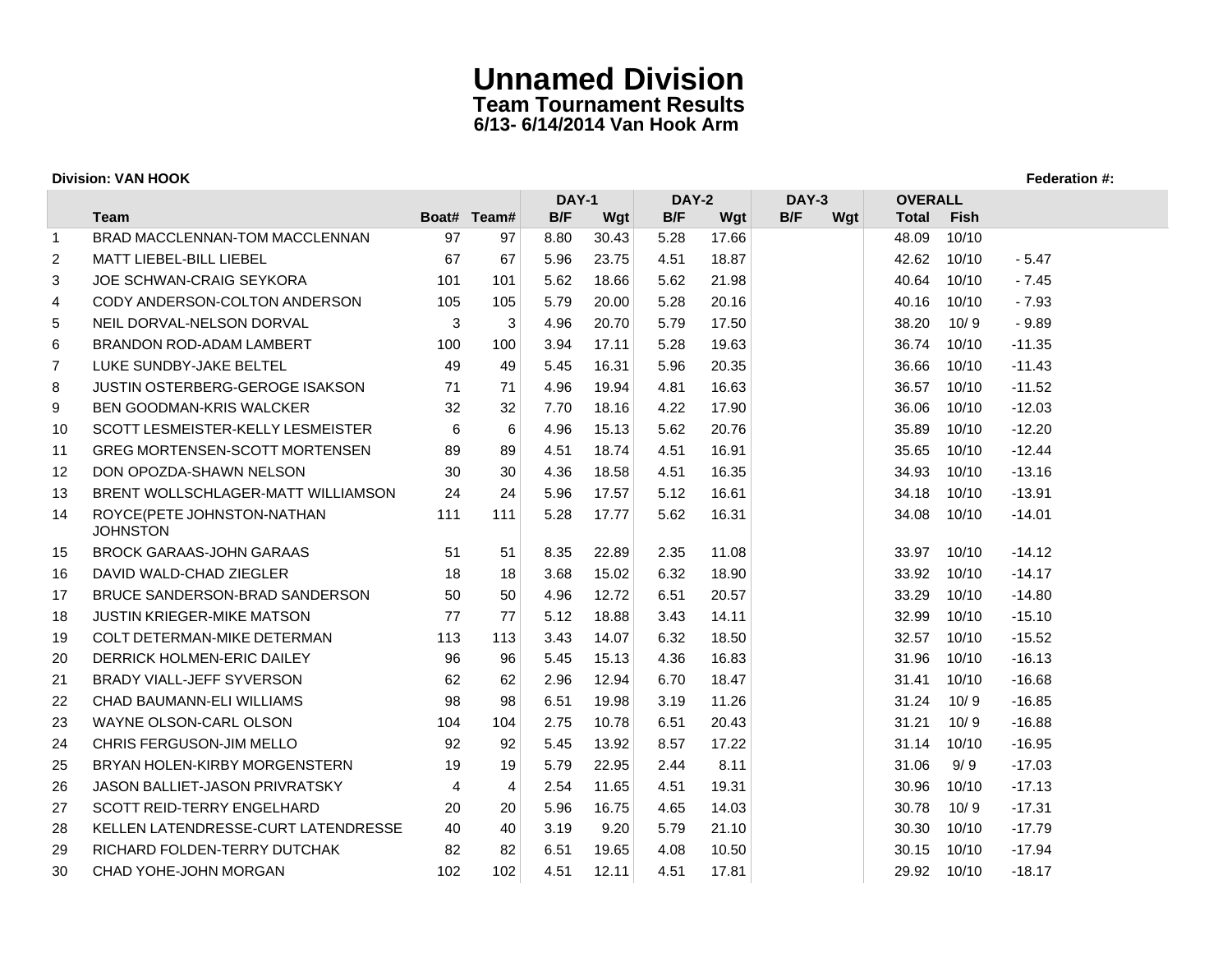# Unnamed Division

## Team Tournament Results

### 6/13- 6/14/2014 Van Hook Arm

**Division: VAN HOOK** **Federation #:**

| | Team | Boat# | Team# | DAY-1 | | DAY-2 | | DAY-3 | | OVERALL | | |
|---|---|---|---|---|---|---|---|---|---|---|---|---|
| | | | | B/F | Wgt | B/F | Wgt | B/F | Wgt | Total | Fish | |
| 1 | BRAD MACCLENNAN-TOM MACCLENNAN | 97 | 97 | 8.80 | 30.43 | 5.28 | 17.66 | | | 48.09 | 10/10 | |
| 2 | MATT LIEBEL-BILL LIEBEL | 67 | 67 | 5.96 | 23.75 | 4.51 | 18.87 | | | 42.62 | 10/10 | - 5.47 |
| 3 | JOE SCHWAN-CRAIG SEYKORA | 101 | 101 | 5.62 | 18.66 | 5.62 | 21.98 | | | 40.64 | 10/10 | - 7.45 |
| 4 | CODY ANDERSON-COLTON ANDERSON | 105 | 105 | 5.79 | 20.00 | 5.28 | 20.16 | | | 40.16 | 10/10 | - 7.93 |
| 5 | NEIL DORVAL-NELSON DORVAL | 3 | 3 | 4.96 | 20.70 | 5.79 | 17.50 | | | 38.20 | 10/ 9 | - 9.89 |
| 6 | BRANDON ROD-ADAM LAMBERT | 100 | 100 | 3.94 | 17.11 | 5.28 | 19.63 | | | 36.74 | 10/10 | -11.35 |
| 7 | LUKE SUNDBY-JAKE BELTEL | 49 | 49 | 5.45 | 16.31 | 5.96 | 20.35 | | | 36.66 | 10/10 | -11.43 |
| 8 | JUSTIN OSTERBERG-GEROGE ISAKSON | 71 | 71 | 4.96 | 19.94 | 4.81 | 16.63 | | | 36.57 | 10/10 | -11.52 |
| 9 | BEN GOODMAN-KRIS WALCKER | 32 | 32 | 7.70 | 18.16 | 4.22 | 17.90 | | | 36.06 | 10/10 | -12.03 |
| 10 | SCOTT LESMEISTER-KELLY LESMEISTER | 6 | 6 | 4.96 | 15.13 | 5.62 | 20.76 | | | 35.89 | 10/10 | -12.20 |
| 11 | GREG MORTENSEN-SCOTT MORTENSEN | 89 | 89 | 4.51 | 18.74 | 4.51 | 16.91 | | | 35.65 | 10/10 | -12.44 |
| 12 | DON OPOZDA-SHAWN NELSON | 30 | 30 | 4.36 | 18.58 | 4.51 | 16.35 | | | 34.93 | 10/10 | -13.16 |
| 13 | BRENT WOLLSCHLAGER-MATT WILLIAMSON | 24 | 24 | 5.96 | 17.57 | 5.12 | 16.61 | | | 34.18 | 10/10 | -13.91 |
| 14 | ROYCE(PETE JOHNSTON-NATHAN JOHNSTON | 111 | 111 | 5.28 | 17.77 | 5.62 | 16.31 | | | 34.08 | 10/10 | -14.01 |
| 15 | BROCK GARAAS-JOHN GARAAS | 51 | 51 | 8.35 | 22.89 | 2.35 | 11.08 | | | 33.97 | 10/10 | -14.12 |
| 16 | DAVID WALD-CHAD ZIEGLER | 18 | 18 | 3.68 | 15.02 | 6.32 | 18.90 | | | 33.92 | 10/10 | -14.17 |
| 17 | BRUCE SANDERSON-BRAD SANDERSON | 50 | 50 | 4.96 | 12.72 | 6.51 | 20.57 | | | 33.29 | 10/10 | -14.80 |
| 18 | JUSTIN KRIEGER-MIKE MATSON | 77 | 77 | 5.12 | 18.88 | 3.43 | 14.11 | | | 32.99 | 10/10 | -15.10 |
| 19 | COLT DETERMAN-MIKE DETERMAN | 113 | 113 | 3.43 | 14.07 | 6.32 | 18.50 | | | 32.57 | 10/10 | -15.52 |
| 20 | DERRICK HOLMEN-ERIC DAILEY | 96 | 96 | 5.45 | 15.13 | 4.36 | 16.83 | | | 31.96 | 10/10 | -16.13 |
| 21 | BRADY VIALL-JEFF SYVERSON | 62 | 62 | 2.96 | 12.94 | 6.70 | 18.47 | | | 31.41 | 10/10 | -16.68 |
| 22 | CHAD BAUMANN-ELI WILLIAMS | 98 | 98 | 6.51 | 19.98 | 3.19 | 11.26 | | | 31.24 | 10/ 9 | -16.85 |
| 23 | WAYNE OLSON-CARL OLSON | 104 | 104 | 2.75 | 10.78 | 6.51 | 20.43 | | | 31.21 | 10/ 9 | -16.88 |
| 24 | CHRIS FERGUSON-JIM MELLO | 92 | 92 | 5.45 | 13.92 | 8.57 | 17.22 | | | 31.14 | 10/10 | -16.95 |
| 25 | BRYAN HOLEN-KIRBY MORGENSTERN | 19 | 19 | 5.79 | 22.95 | 2.44 | 8.11 | | | 31.06 | 9/ 9 | -17.03 |
| 26 | JASON BALLIET-JASON PRIVRATSKY | 4 | 4 | 2.54 | 11.65 | 4.51 | 19.31 | | | 30.96 | 10/10 | -17.13 |
| 27 | SCOTT REID-TERRY ENGELHARD | 20 | 20 | 5.96 | 16.75 | 4.65 | 14.03 | | | 30.78 | 10/ 9 | -17.31 |
| 28 | KELLEN LATENDRESSE-CURT LATENDRESSE | 40 | 40 | 3.19 | 9.20 | 5.79 | 21.10 | | | 30.30 | 10/10 | -17.79 |
| 29 | RICHARD FOLDEN-TERRY DUTCHAK | 82 | 82 | 6.51 | 19.65 | 4.08 | 10.50 | | | 30.15 | 10/10 | -17.94 |
| 30 | CHAD YOHE-JOHN MORGAN | 102 | 102 | 4.51 | 12.11 | 4.51 | 17.81 | | | 29.92 | 10/10 | -18.17 |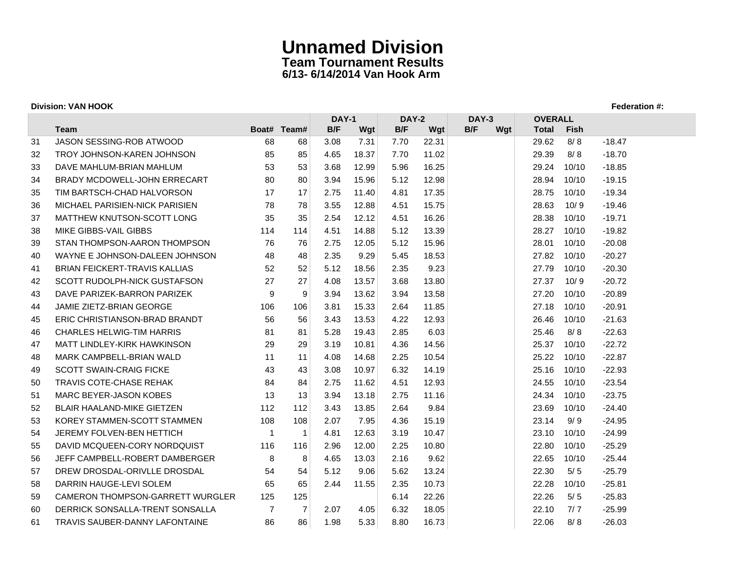# Unnamed Division

## Team Tournament Results

### 6/13- 6/14/2014 Van Hook Arm

**Division: VAN HOOK** **Federation #:**

| | | | | DAY-1 | | DAY-2 | | DAY-3 | | OVERALL | | |
|---|---|---|---|---|---|---|---|---|---|---|---|---|
| | Team | Boat# | Team# | B/F | Wgt | B/F | Wgt | B/F | Wgt | Total | Fish | |
| 31 | JASON SESSING-ROB ATWOOD | 68 | 68 | 3.08 | 7.31 | 7.70 | 22.31 | | | 29.62 | 8/ 8 | -18.47 |
| 32 | TROY JOHNSON-KAREN JOHNSON | 85 | 85 | 4.65 | 18.37 | 7.70 | 11.02 | | | 29.39 | 8/ 8 | -18.70 |
| 33 | DAVE MAHLUM-BRIAN MAHLUM | 53 | 53 | 3.68 | 12.99 | 5.96 | 16.25 | | | 29.24 | 10/10 | -18.85 |
| 34 | BRADY MCDOWELL-JOHN ERRECART | 80 | 80 | 3.94 | 15.96 | 5.12 | 12.98 | | | 28.94 | 10/10 | -19.15 |
| 35 | TIM BARTSCH-CHAD HALVORSON | 17 | 17 | 2.75 | 11.40 | 4.81 | 17.35 | | | 28.75 | 10/10 | -19.34 |
| 36 | MICHAEL PARISIEN-NICK PARISIEN | 78 | 78 | 3.55 | 12.88 | 4.51 | 15.75 | | | 28.63 | 10/ 9 | -19.46 |
| 37 | MATTHEW KNUTSON-SCOTT LONG | 35 | 35 | 2.54 | 12.12 | 4.51 | 16.26 | | | 28.38 | 10/10 | -19.71 |
| 38 | MIKE GIBBS-VAIL GIBBS | 114 | 114 | 4.51 | 14.88 | 5.12 | 13.39 | | | 28.27 | 10/10 | -19.82 |
| 39 | STAN THOMPSON-AARON THOMPSON | 76 | 76 | 2.75 | 12.05 | 5.12 | 15.96 | | | 28.01 | 10/10 | -20.08 |
| 40 | WAYNE E JOHNSON-DALEEN JOHNSON | 48 | 48 | 2.35 | 9.29 | 5.45 | 18.53 | | | 27.82 | 10/10 | -20.27 |
| 41 | BRIAN FEICKERT-TRAVIS KALLIAS | 52 | 52 | 5.12 | 18.56 | 2.35 | 9.23 | | | 27.79 | 10/10 | -20.30 |
| 42 | SCOTT RUDOLPH-NICK GUSTAFSON | 27 | 27 | 4.08 | 13.57 | 3.68 | 13.80 | | | 27.37 | 10/ 9 | -20.72 |
| 43 | DAVE PARIZEK-BARRON PARIZEK | 9 | 9 | 3.94 | 13.62 | 3.94 | 13.58 | | | 27.20 | 10/10 | -20.89 |
| 44 | JAMIE ZIETZ-BRIAN GEORGE | 106 | 106 | 3.81 | 15.33 | 2.64 | 11.85 | | | 27.18 | 10/10 | -20.91 |
| 45 | ERIC CHRISTIANSON-BRAD BRANDT | 56 | 56 | 3.43 | 13.53 | 4.22 | 12.93 | | | 26.46 | 10/10 | -21.63 |
| 46 | CHARLES HELWIG-TIM HARRIS | 81 | 81 | 5.28 | 19.43 | 2.85 | 6.03 | | | 25.46 | 8/ 8 | -22.63 |
| 47 | MATT LINDLEY-KIRK HAWKINSON | 29 | 29 | 3.19 | 10.81 | 4.36 | 14.56 | | | 25.37 | 10/10 | -22.72 |
| 48 | MARK CAMPBELL-BRIAN WALD | 11 | 11 | 4.08 | 14.68 | 2.25 | 10.54 | | | 25.22 | 10/10 | -22.87 |
| 49 | SCOTT SWAIN-CRAIG FICKE | 43 | 43 | 3.08 | 10.97 | 6.32 | 14.19 | | | 25.16 | 10/10 | -22.93 |
| 50 | TRAVIS COTE-CHASE REHAK | 84 | 84 | 2.75 | 11.62 | 4.51 | 12.93 | | | 24.55 | 10/10 | -23.54 |
| 51 | MARC BEYER-JASON KOBES | 13 | 13 | 3.94 | 13.18 | 2.75 | 11.16 | | | 24.34 | 10/10 | -23.75 |
| 52 | BLAIR HAALAND-MIKE GIETZEN | 112 | 112 | 3.43 | 13.85 | 2.64 | 9.84 | | | 23.69 | 10/10 | -24.40 |
| 53 | KOREY STAMMEN-SCOTT STAMMEN | 108 | 108 | 2.07 | 7.95 | 4.36 | 15.19 | | | 23.14 | 9/ 9 | -24.95 |
| 54 | JEREMY FOLVEN-BEN HETTICH | 1 | 1 | 4.81 | 12.63 | 3.19 | 10.47 | | | 23.10 | 10/10 | -24.99 |
| 55 | DAVID MCQUEEN-CORY NORDQUIST | 116 | 116 | 2.96 | 12.00 | 2.25 | 10.80 | | | 22.80 | 10/10 | -25.29 |
| 56 | JEFF CAMPBELL-ROBERT DAMBERGER | 8 | 8 | 4.65 | 13.03 | 2.16 | 9.62 | | | 22.65 | 10/10 | -25.44 |
| 57 | DREW DROSDAL-ORIVLLE DROSDAL | 54 | 54 | 5.12 | 9.06 | 5.62 | 13.24 | | | 22.30 | 5/ 5 | -25.79 |
| 58 | DARRIN HAUGE-LEVI SOLEM | 65 | 65 | 2.44 | 11.55 | 2.35 | 10.73 | | | 22.28 | 10/10 | -25.81 |
| 59 | CAMERON THOMPSON-GARRETT WURGLER | 125 | 125 | | | 6.14 | 22.26 | | | 22.26 | 5/ 5 | -25.83 |
| 60 | DERRICK SONSALLA-TRENT SONSALLA | 7 | 7 | 2.07 | 4.05 | 6.32 | 18.05 | | | 22.10 | 7/ 7 | -25.99 |
| 61 | TRAVIS SAUBER-DANNY LAFONTAINE | 86 | 86 | 1.98 | 5.33 | 8.80 | 16.73 | | | 22.06 | 8/ 8 | -26.03 |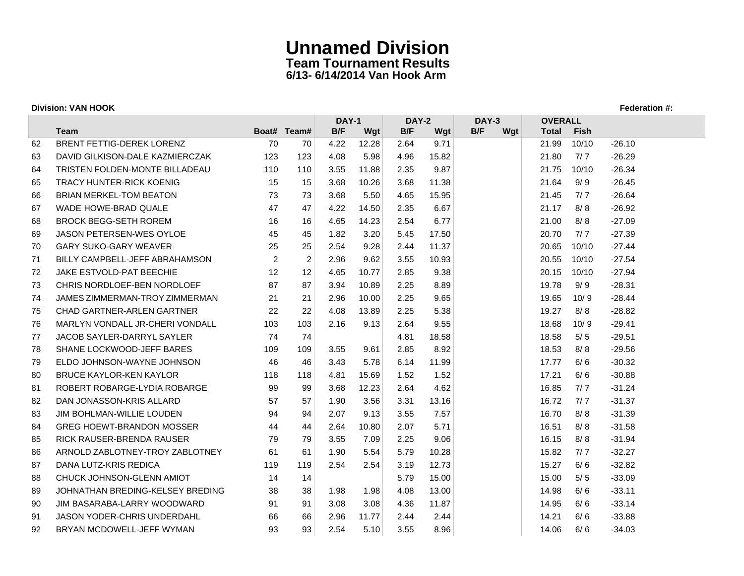# Unnamed Division

## Team Tournament Results

### 6/13- 6/14/2014 Van Hook Arm

**Division: VAN HOOK** **Federation #:**

| | | | | DAY-1 | | DAY-2 | | DAY-3 | | OVERALL | | |
|---|---|---|---|---|---|---|---|---|---|---|---|---|
| | Team | Boat# | Team# | B/F | Wgt | B/F | Wgt | B/F | Wgt | Total | Fish | |
| 62 | BRENT FETTIG-DEREK LORENZ | 70 | 70 | 4.22 | 12.28 | 2.64 | 9.71 | | | 21.99 | 10/10 | -26.10 |
| 63 | DAVID GILKISON-DALE KAZMIERCZAK | 123 | 123 | 4.08 | 5.98 | 4.96 | 15.82 | | | 21.80 | 7/ 7 | -26.29 |
| 64 | TRISTEN FOLDEN-MONTE BILLADEAU | 110 | 110 | 3.55 | 11.88 | 2.35 | 9.87 | | | 21.75 | 10/10 | -26.34 |
| 65 | TRACY HUNTER-RICK KOENIG | 15 | 15 | 3.68 | 10.26 | 3.68 | 11.38 | | | 21.64 | 9/ 9 | -26.45 |
| 66 | BRIAN MERKEL-TOM BEATON | 73 | 73 | 3.68 | 5.50 | 4.65 | 15.95 | | | 21.45 | 7/ 7 | -26.64 |
| 67 | WADE HOWE-BRAD QUALE | 47 | 47 | 4.22 | 14.50 | 2.35 | 6.67 | | | 21.17 | 8/ 8 | -26.92 |
| 68 | BROCK BEGG-SETH ROREM | 16 | 16 | 4.65 | 14.23 | 2.54 | 6.77 | | | 21.00 | 8/ 8 | -27.09 |
| 69 | JASON PETERSEN-WES OYLOE | 45 | 45 | 1.82 | 3.20 | 5.45 | 17.50 | | | 20.70 | 7/ 7 | -27.39 |
| 70 | GARY SUKO-GARY WEAVER | 25 | 25 | 2.54 | 9.28 | 2.44 | 11.37 | | | 20.65 | 10/10 | -27.44 |
| 71 | BILLY CAMPBELL-JEFF ABRAHAMSON | 2 | 2 | 2.96 | 9.62 | 3.55 | 10.93 | | | 20.55 | 10/10 | -27.54 |
| 72 | JAKE ESTVOLD-PAT BEECHIE | 12 | 12 | 4.65 | 10.77 | 2.85 | 9.38 | | | 20.15 | 10/10 | -27.94 |
| 73 | CHRIS NORDLOEF-BEN NORDLOEF | 87 | 87 | 3.94 | 10.89 | 2.25 | 8.89 | | | 19.78 | 9/ 9 | -28.31 |
| 74 | JAMES ZIMMERMAN-TROY ZIMMERMAN | 21 | 21 | 2.96 | 10.00 | 2.25 | 9.65 | | | 19.65 | 10/ 9 | -28.44 |
| 75 | CHAD GARTNER-ARLEN GARTNER | 22 | 22 | 4.08 | 13.89 | 2.25 | 5.38 | | | 19.27 | 8/ 8 | -28.82 |
| 76 | MARLYN VONDALL JR-CHERI VONDALL | 103 | 103 | 2.16 | 9.13 | 2.64 | 9.55 | | | 18.68 | 10/ 9 | -29.41 |
| 77 | JACOB SAYLER-DARRYL SAYLER | 74 | 74 | | | 4.81 | 18.58 | | | 18.58 | 5/ 5 | -29.51 |
| 78 | SHANE LOCKWOOD-JEFF BARES | 109 | 109 | 3.55 | 9.61 | 2.85 | 8.92 | | | 18.53 | 8/ 8 | -29.56 |
| 79 | ELDO JOHNSON-WAYNE JOHNSON | 46 | 46 | 3.43 | 5.78 | 6.14 | 11.99 | | | 17.77 | 6/ 6 | -30.32 |
| 80 | BRUCE KAYLOR-KEN KAYLOR | 118 | 118 | 4.81 | 15.69 | 1.52 | 1.52 | | | 17.21 | 6/ 6 | -30.88 |
| 81 | ROBERT ROBARGE-LYDIA ROBARGE | 99 | 99 | 3.68 | 12.23 | 2.64 | 4.62 | | | 16.85 | 7/ 7 | -31.24 |
| 82 | DAN JONASSON-KRIS ALLARD | 57 | 57 | 1.90 | 3.56 | 3.31 | 13.16 | | | 16.72 | 7/ 7 | -31.37 |
| 83 | JIM BOHLMAN-WILLIE LOUDEN | 94 | 94 | 2.07 | 9.13 | 3.55 | 7.57 | | | 16.70 | 8/ 8 | -31.39 |
| 84 | GREG HOEWT-BRANDON MOSSER | 44 | 44 | 2.64 | 10.80 | 2.07 | 5.71 | | | 16.51 | 8/ 8 | -31.58 |
| 85 | RICK RAUSER-BRENDA RAUSER | 79 | 79 | 3.55 | 7.09 | 2.25 | 9.06 | | | 16.15 | 8/ 8 | -31.94 |
| 86 | ARNOLD ZABLOTNEY-TROY ZABLOTNEY | 61 | 61 | 1.90 | 5.54 | 5.79 | 10.28 | | | 15.82 | 7/ 7 | -32.27 |
| 87 | DANA LUTZ-KRIS REDICA | 119 | 119 | 2.54 | 2.54 | 3.19 | 12.73 | | | 15.27 | 6/ 6 | -32.82 |
| 88 | CHUCK JOHNSON-GLENN AMIOT | 14 | 14 | | | 5.79 | 15.00 | | | 15.00 | 5/ 5 | -33.09 |
| 89 | JOHNATHAN BREDING-KELSEY BREDING | 38 | 38 | 1.98 | 1.98 | 4.08 | 13.00 | | | 14.98 | 6/ 6 | -33.11 |
| 90 | JIM BASARABA-LARRY WOODWARD | 91 | 91 | 3.08 | 3.08 | 4.36 | 11.87 | | | 14.95 | 6/ 6 | -33.14 |
| 91 | JASON YODER-CHRIS UNDERDAHL | 66 | 66 | 2.96 | 11.77 | 2.44 | 2.44 | | | 14.21 | 6/ 6 | -33.88 |
| 92 | BRYAN MCDOWELL-JEFF WYMAN | 93 | 93 | 2.54 | 5.10 | 3.55 | 8.96 | | | 14.06 | 6/ 6 | -34.03 |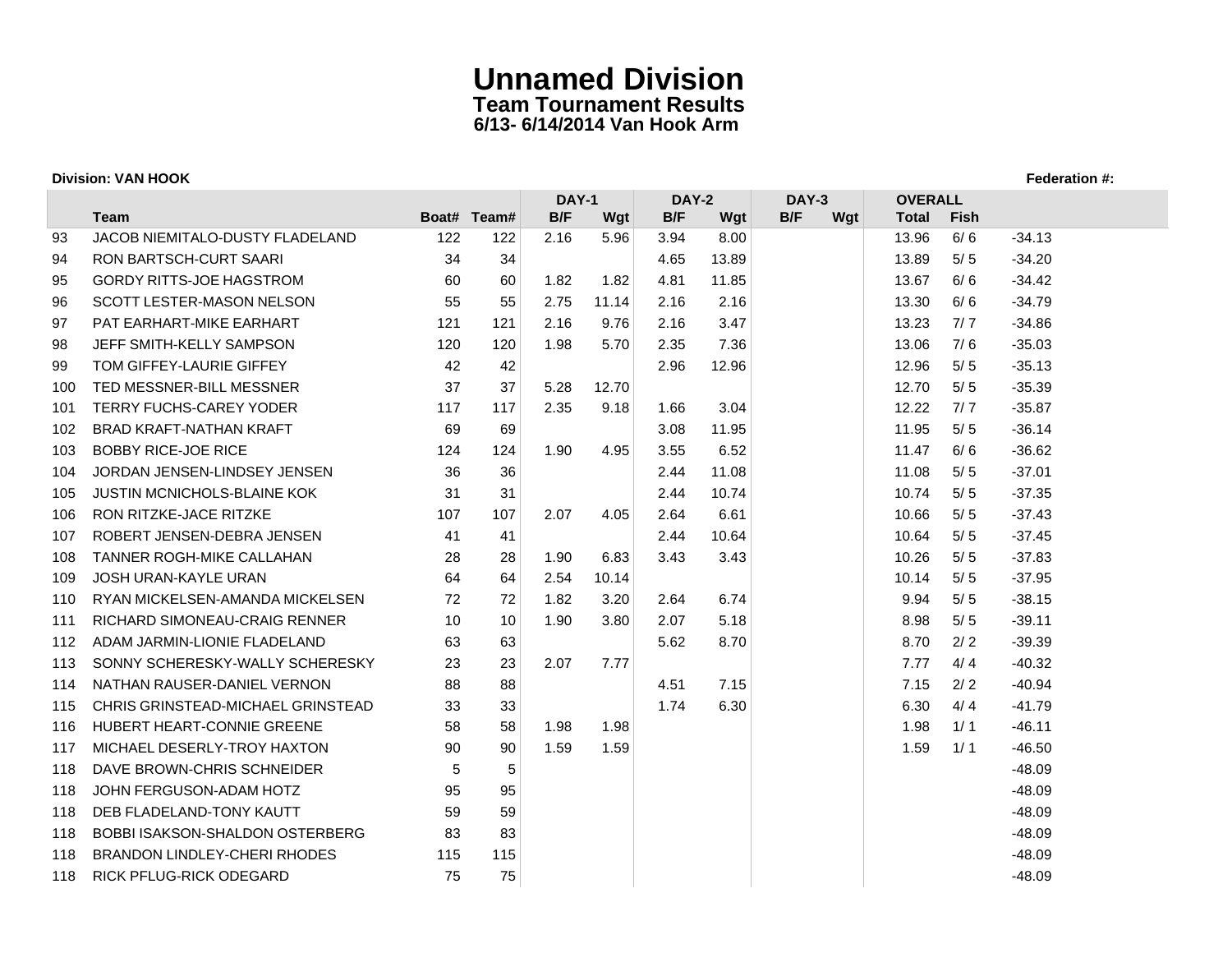# Unnamed Division

### Team Tournament Results

### 6/13- 6/14/2014 Van Hook Arm

**Division: VAN HOOK** **Federation #:**

| | | | | DAY-1 | | DAY-2 | | DAY-3 | | OVERALL | | |
|---|---|---|---|---|---|---|---|---|---|---|---|---|
| | **Team** | **Boat#** | **Team#** | **B/F** | **Wgt** | **B/F** | **Wgt** | **B/F** | **Wgt** | **Total** | **Fish** | |
| 93 | JACOB NIEMITALO-DUSTY FLADELAND | 122 | 122 | 2.16 | 5.96 | 3.94 | 8.00 | | | 13.96 | 6/ 6 | -34.13 |
| 94 | RON BARTSCH-CURT SAARI | 34 | 34 | | | 4.65 | 13.89 | | | 13.89 | 5/ 5 | -34.20 |
| 95 | GORDY RITTS-JOE HAGSTROM | 60 | 60 | 1.82 | 1.82 | 4.81 | 11.85 | | | 13.67 | 6/ 6 | -34.42 |
| 96 | SCOTT LESTER-MASON NELSON | 55 | 55 | 2.75 | 11.14 | 2.16 | 2.16 | | | 13.30 | 6/ 6 | -34.79 |
| 97 | PAT EARHART-MIKE EARHART | 121 | 121 | 2.16 | 9.76 | 2.16 | 3.47 | | | 13.23 | 7/ 7 | -34.86 |
| 98 | JEFF SMITH-KELLY SAMPSON | 120 | 120 | 1.98 | 5.70 | 2.35 | 7.36 | | | 13.06 | 7/ 6 | -35.03 |
| 99 | TOM GIFFEY-LAURIE GIFFEY | 42 | 42 | | | 2.96 | 12.96 | | | 12.96 | 5/ 5 | -35.13 |
| 100 | TED MESSNER-BILL MESSNER | 37 | 37 | 5.28 | 12.70 | | | | | 12.70 | 5/ 5 | -35.39 |
| 101 | TERRY FUCHS-CAREY YODER | 117 | 117 | 2.35 | 9.18 | 1.66 | 3.04 | | | 12.22 | 7/ 7 | -35.87 |
| 102 | BRAD KRAFT-NATHAN KRAFT | 69 | 69 | | | 3.08 | 11.95 | | | 11.95 | 5/ 5 | -36.14 |
| 103 | BOBBY RICE-JOE RICE | 124 | 124 | 1.90 | 4.95 | 3.55 | 6.52 | | | 11.47 | 6/ 6 | -36.62 |
| 104 | JORDAN JENSEN-LINDSEY JENSEN | 36 | 36 | | | 2.44 | 11.08 | | | 11.08 | 5/ 5 | -37.01 |
| 105 | JUSTIN MCNICHOLS-BLAINE KOK | 31 | 31 | | | 2.44 | 10.74 | | | 10.74 | 5/ 5 | -37.35 |
| 106 | RON RITZKE-JACE RITZKE | 107 | 107 | 2.07 | 4.05 | 2.64 | 6.61 | | | 10.66 | 5/ 5 | -37.43 |
| 107 | ROBERT JENSEN-DEBRA JENSEN | 41 | 41 | | | 2.44 | 10.64 | | | 10.64 | 5/ 5 | -37.45 |
| 108 | TANNER ROGH-MIKE CALLAHAN | 28 | 28 | 1.90 | 6.83 | 3.43 | 3.43 | | | 10.26 | 5/ 5 | -37.83 |
| 109 | JOSH URAN-KAYLE URAN | 64 | 64 | 2.54 | 10.14 | | | | | 10.14 | 5/ 5 | -37.95 |
| 110 | RYAN MICKELSEN-AMANDA MICKELSEN | 72 | 72 | 1.82 | 3.20 | 2.64 | 6.74 | | | 9.94 | 5/ 5 | -38.15 |
| 111 | RICHARD SIMONEAU-CRAIG RENNER | 10 | 10 | 1.90 | 3.80 | 2.07 | 5.18 | | | 8.98 | 5/ 5 | -39.11 |
| 112 | ADAM JARMIN-LIONIE FLADELAND | 63 | 63 | | | 5.62 | 8.70 | | | 8.70 | 2/ 2 | -39.39 |
| 113 | SONNY SCHERESKY-WALLY SCHERESKY | 23 | 23 | 2.07 | 7.77 | | | | | 7.77 | 4/ 4 | -40.32 |
| 114 | NATHAN RAUSER-DANIEL VERNON | 88 | 88 | | | 4.51 | 7.15 | | | 7.15 | 2/ 2 | -40.94 |
| 115 | CHRIS GRINSTEAD-MICHAEL GRINSTEAD | 33 | 33 | | | 1.74 | 6.30 | | | 6.30 | 4/ 4 | -41.79 |
| 116 | HUBERT HEART-CONNIE GREENE | 58 | 58 | 1.98 | 1.98 | | | | | 1.98 | 1/ 1 | -46.11 |
| 117 | MICHAEL DESERLY-TROY HAXTON | 90 | 90 | 1.59 | 1.59 | | | | | 1.59 | 1/ 1 | -46.50 |
| 118 | DAVE BROWN-CHRIS SCHNEIDER | 5 | 5 | | | | | | | | | -48.09 |
| 118 | JOHN FERGUSON-ADAM HOTZ | 95 | 95 | | | | | | | | | -48.09 |
| 118 | DEB FLADELAND-TONY KAUTT | 59 | 59 | | | | | | | | | -48.09 |
| 118 | BOBBI ISAKSON-SHALDON OSTERBERG | 83 | 83 | | | | | | | | | -48.09 |
| 118 | BRANDON LINDLEY-CHERI RHODES | 115 | 115 | | | | | | | | | -48.09 |
| 118 | RICK PFLUG-RICK ODEGARD | 75 | 75 | | | | | | | | | -48.09 |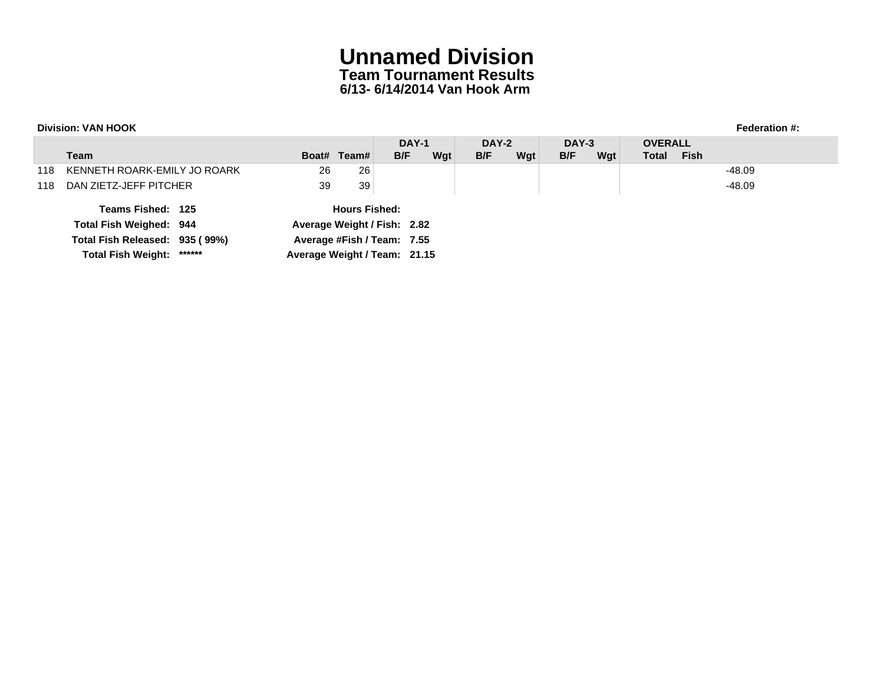# Unnamed Division

## Team Tournament Results

### 6/13- 6/14/2014 Van Hook Arm

**Division: VAN HOOK** **Federation #:**

| | | | | DAY-1 | | DAY-2 | | DAY-3 | | OVERALL | | |
|---|---|---|---|---|---|---|---|---|---|---|---|---|
| | Team | Boat# | Team# | B/F | Wgt | B/F | Wgt | B/F | Wgt | Total | Fish | |
| 118 | KENNETH ROARK-EMILY JO ROARK | 26 | 26 | | | | | | | | | -48.09 |
| 118 | DAN ZIETZ-JEFF PITCHER | 39 | 39 | | | | | | | | | -48.09 |

**Teams Fished:** 125

**Total Fish Weighed:** 944

**Total Fish Released:** 935 ( 99%)

**Total Fish Weight:** ******

**Hours Fished:**

**Average Weight / Fish:** 2.82

**Average #Fish / Team:** 7.55

**Average Weight / Team:** 21.15